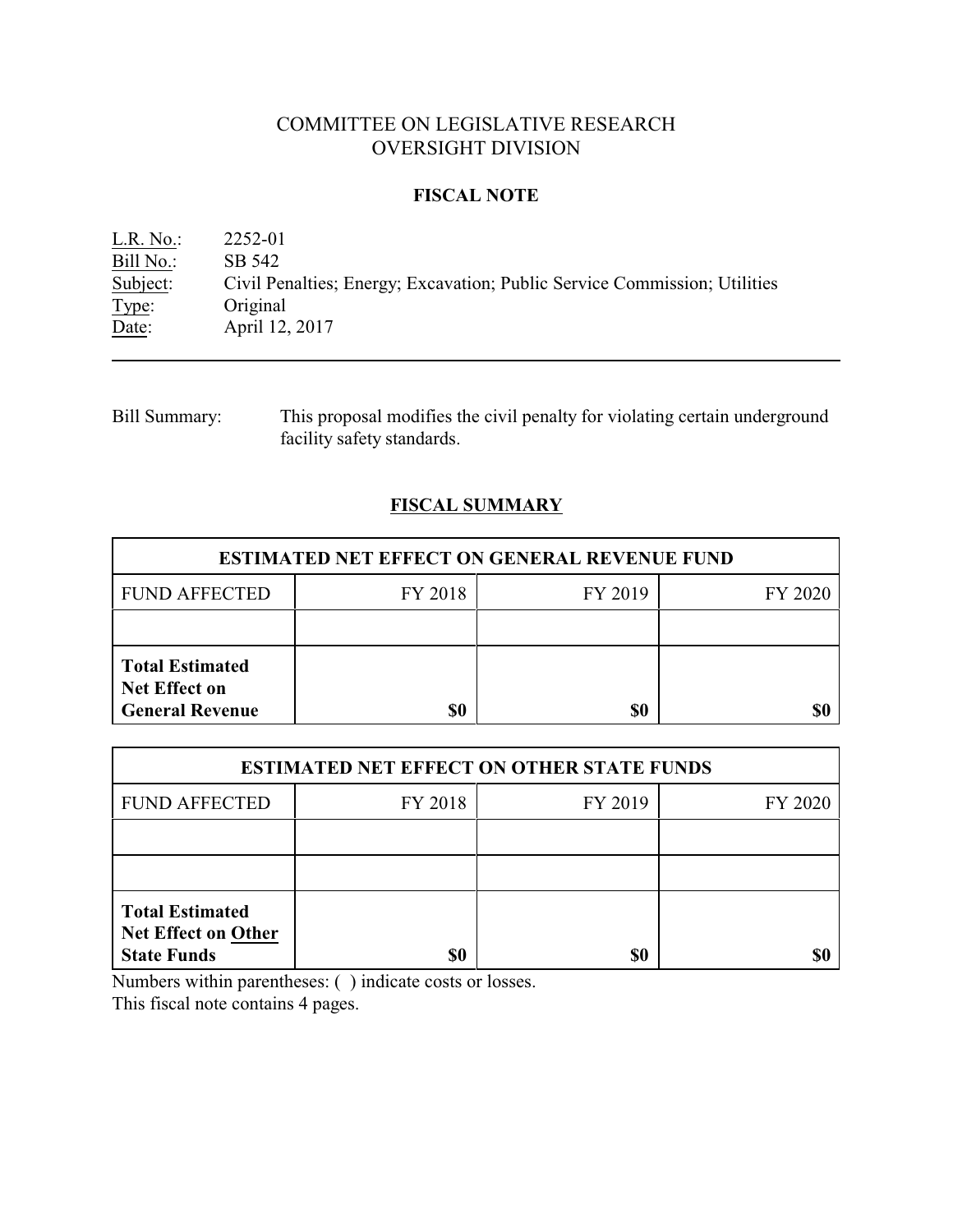# COMMITTEE ON LEGISLATIVE RESEARCH
# OVERSIGHT DIVISION

## FISCAL NOTE

L.R. No.: 2252-01
Bill No.: SB 542
Subject: Civil Penalties; Energy; Excavation; Public Service Commission; Utilities
Type: Original
Date: April 12, 2017

---

Bill Summary: This proposal modifies the civil penalty for violating certain underground facility safety standards.

## FISCAL SUMMARY

| ESTIMATED NET EFFECT ON GENERAL REVENUE FUND | | | |
|---|---|---|---|
| FUND AFFECTED | FY 2018 | FY 2019 | FY 2020 |
| | | | |
| **Total Estimated Net Effect on General Revenue** | **$0** | **$0** | **$0** |

| ESTIMATED NET EFFECT ON OTHER STATE FUNDS | | | |
|---|---|---|---|
| FUND AFFECTED | FY 2018 | FY 2019 | FY 2020 |
| | | | |
| | | | |
| **Total Estimated Net Effect on Other State Funds** | **$0** | **$0** | **$0** |

Numbers within parentheses: ( ) indicate costs or losses.
This fiscal note contains 4 pages.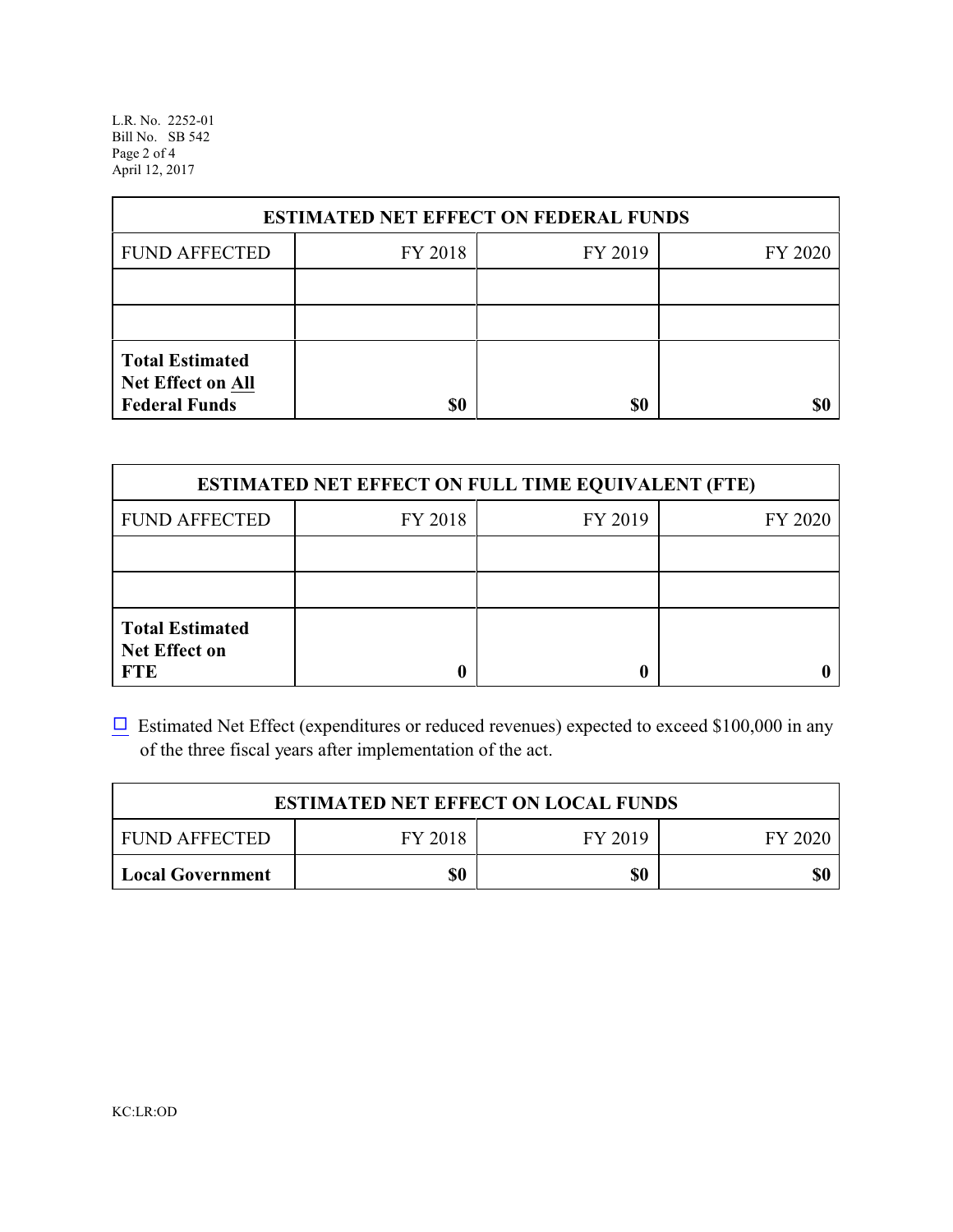| ESTIMATED NET EFFECT ON FEDERAL FUNDS | | | |
|---|---|---|---|
| FUND AFFECTED | FY 2018 | FY 2019 | FY 2020 |
| | | | |
| | | | |
| **Total Estimated Net Effect on All Federal Funds** | **$0** | **$0** | **$0** |

| ESTIMATED NET EFFECT ON FULL TIME EQUIVALENT (FTE) | | | |
|---|---|---|---|
| FUND AFFECTED | FY 2018 | FY 2019 | FY 2020 |
| | | | |
| | | | |
| **Total Estimated Net Effect on FTE** | **0** | **0** | **0** |

☐ Estimated Net Effect (expenditures or reduced revenues) expected to exceed $100,000 in any of the three fiscal years after implementation of the act.

| ESTIMATED NET EFFECT ON LOCAL FUNDS | | | |
|---|---|---|---|
| FUND AFFECTED | FY 2018 | FY 2019 | FY 2020 |
| **Local Government** | **$0** | **$0** | **$0** |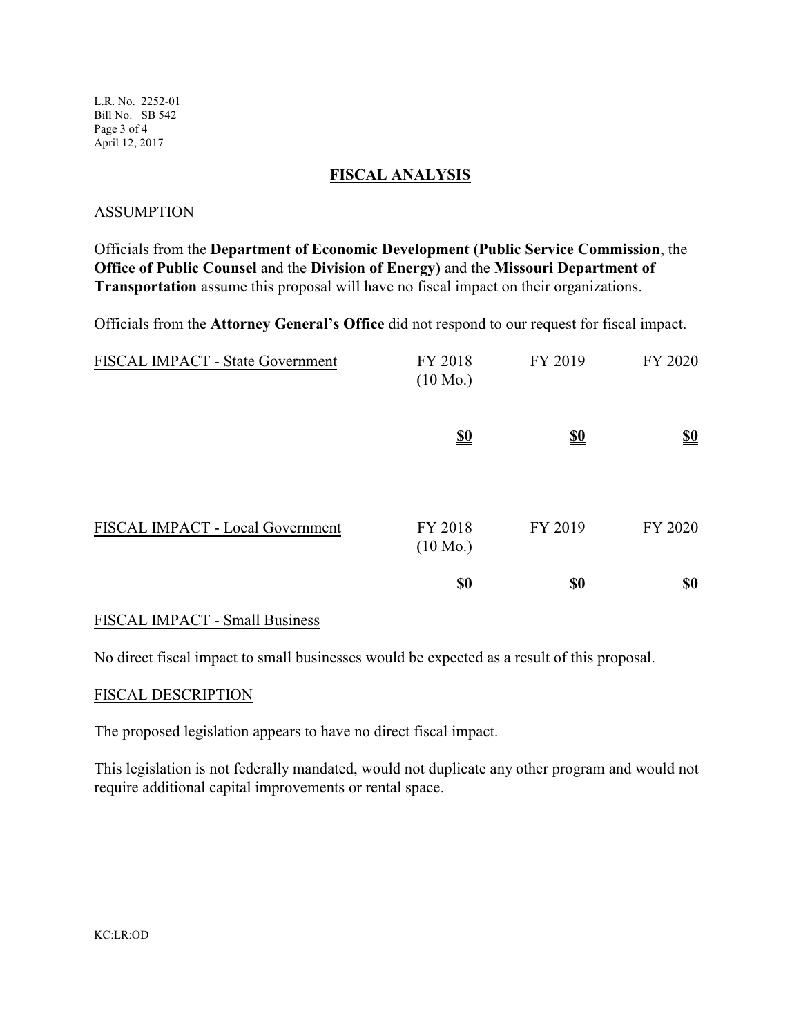## FISCAL ANALYSIS

### ASSUMPTION

Officials from the **Department of Economic Development (Public Service Commission**, the **Office of Public Counsel** and the **Division of Energy)** and the **Missouri Department of Transportation** assume this proposal will have no fiscal impact on their organizations.

Officials from the **Attorney General's Office** did not respond to our request for fiscal impact.

| FISCAL IMPACT - State Government | FY 2018 (10 Mo.) | FY 2019 | FY 2020 |
|---|---|---|---|
| | **$0** | **$0** | **$0** |

| FISCAL IMPACT - Local Government | FY 2018 (10 Mo.) | FY 2019 | FY 2020 |
|---|---|---|---|
| | **$0** | **$0** | **$0** |

### FISCAL IMPACT - Small Business

No direct fiscal impact to small businesses would be expected as a result of this proposal.

### FISCAL DESCRIPTION

The proposed legislation appears to have no direct fiscal impact.

This legislation is not federally mandated, would not duplicate any other program and would not require additional capital improvements or rental space.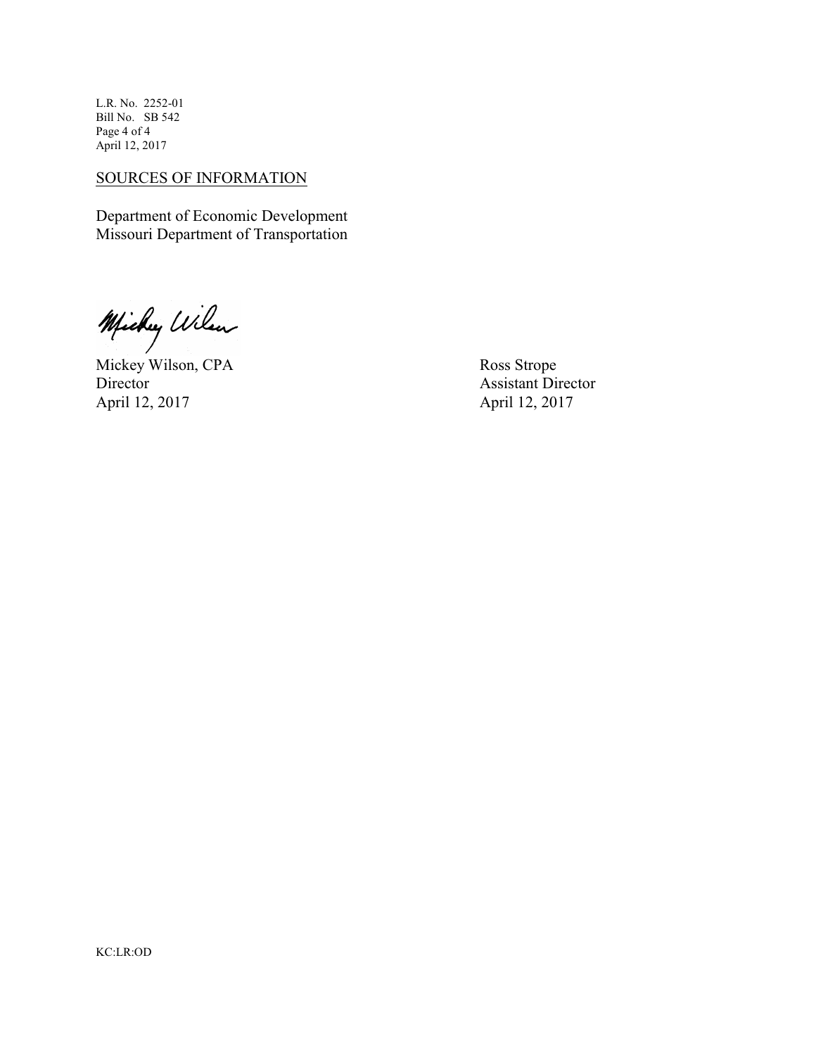## SOURCES OF INFORMATION

Department of Economic Development
Missouri Department of Transportation

Mickey Wilson, CPA
Director
April 12, 2017

Ross Strope
Assistant Director
April 12, 2017

KC:LR:OD